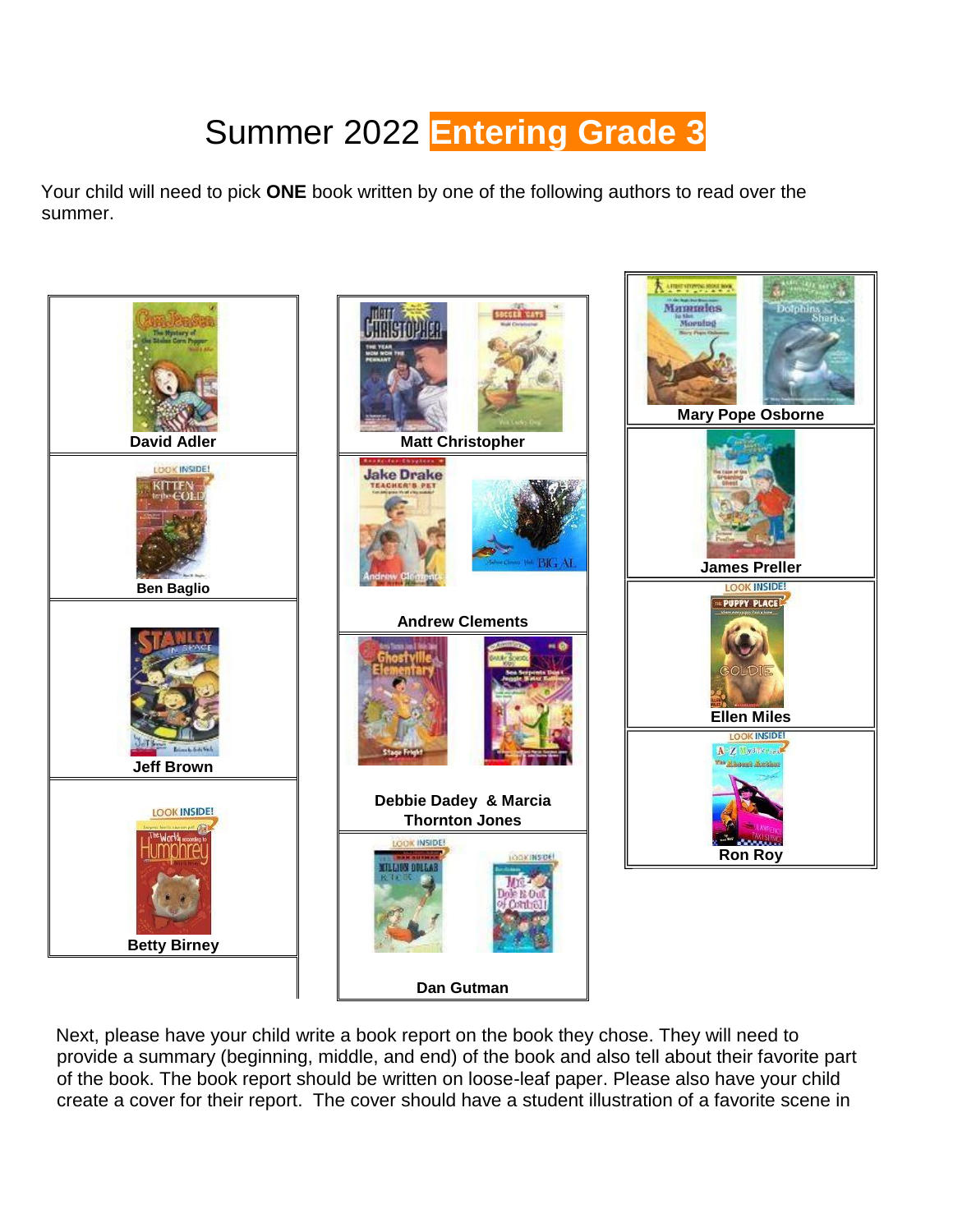# Summer 2022 **Entering Grade 3**

Your child will need to pick **ONE** book written by one of the following authors to read over the summer.

- **David Adler**
- **Ben Baglio**
- **Jeff Brown**
- **Betty Birney**
- **Matt Christopher**
- **Andrew Clements**
- **Debbie Dadey & Marcia Thornton Jones**
- **Dan Gutman**
- **Mary Pope Osborne**
- **James Preller**
- **Ellen Miles**
- **Ron Roy**

Next, please have your child write a book report on the book they chose. They will need to provide a summary (beginning, middle, and end) of the book and also tell about their favorite part of the book. The book report should be written on loose-leaf paper. Please also have your child create a cover for their report. The cover should have a student illustration of a favorite scene in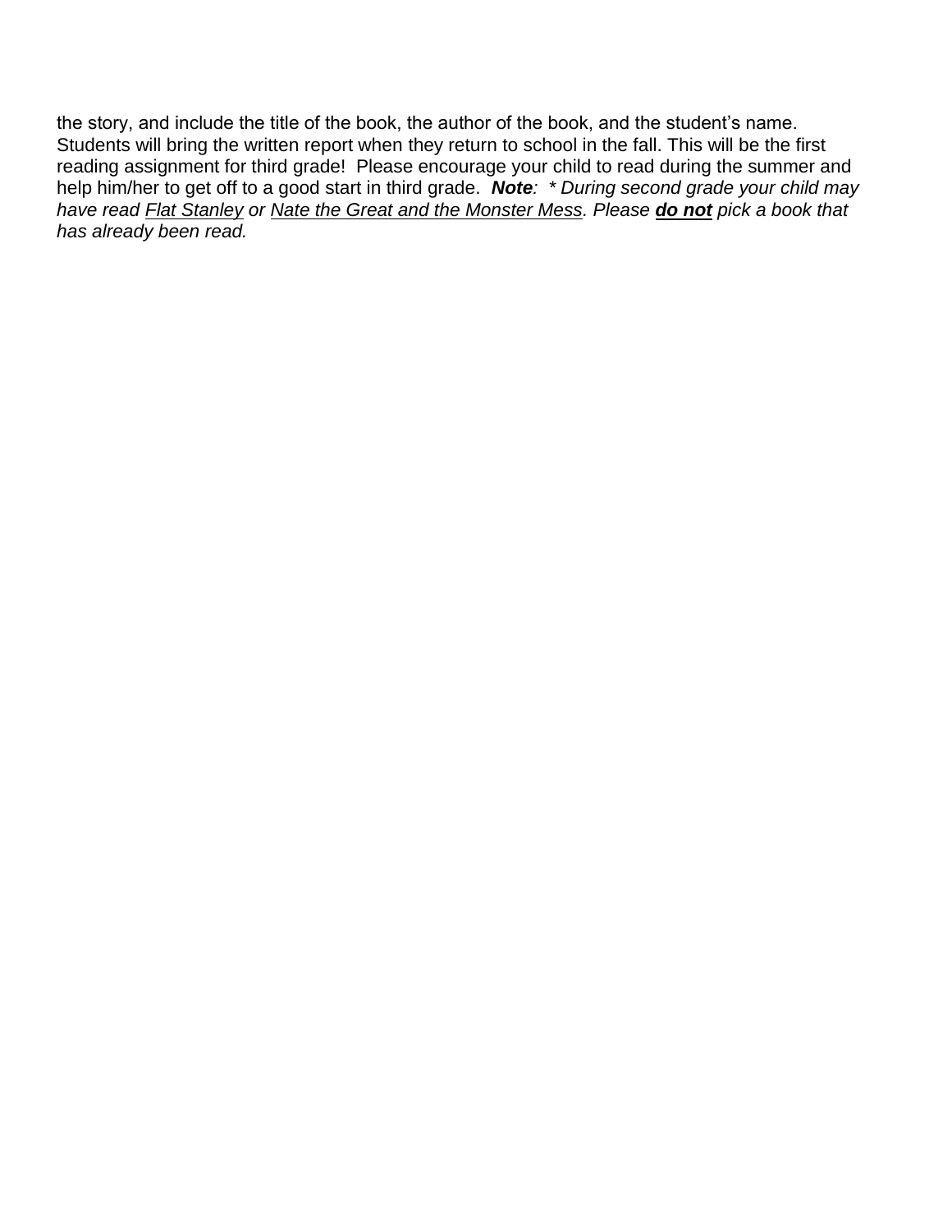the story, and include the title of the book, the author of the book, and the student's name. Students will bring the written report when they return to school in the fall. This will be the first reading assignment for third grade! Please encourage your child to read during the summer and help him/her to get off to a good start in third grade. ***Note**: * During second grade your child may have read <u>Flat Stanley</u> or <u>Nate the Great and the Monster Mess</u>. Please **<u>do not</u>** pick a book that has already been read.*